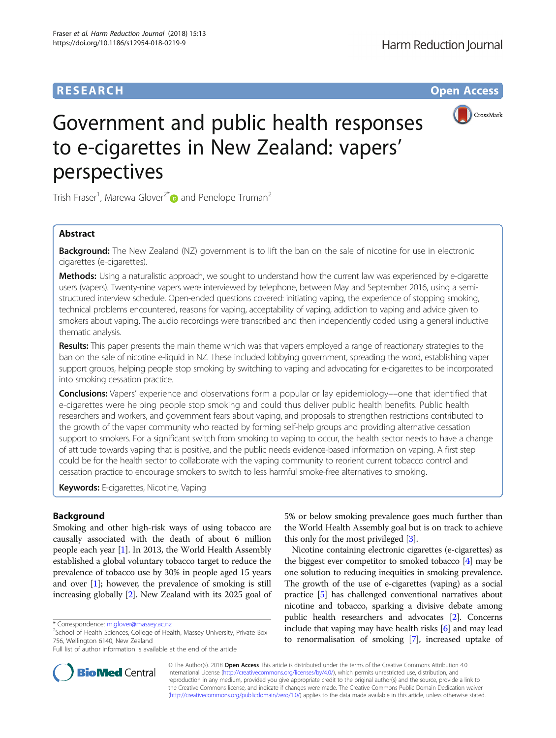RESEARCH

Open Access

# Government and public health responses to e-cigarettes in New Zealand: vapers' perspectives

Trish Fraser[1], Marewa Glover[2*] and Penelope Truman[2]

## Abstract

**Background:** The New Zealand (NZ) government is to lift the ban on the sale of nicotine for use in electronic cigarettes (e-cigarettes).

**Methods:** Using a naturalistic approach, we sought to understand how the current law was experienced by e-cigarette users (vapers). Twenty-nine vapers were interviewed by telephone, between May and September 2016, using a semi-structured interview schedule. Open-ended questions covered: initiating vaping, the experience of stopping smoking, technical problems encountered, reasons for vaping, acceptability of vaping, addiction to vaping and advice given to smokers about vaping. The audio recordings were transcribed and then independently coded using a general inductive thematic analysis.

**Results:** This paper presents the main theme which was that vapers employed a range of reactionary strategies to the ban on the sale of nicotine e-liquid in NZ. These included lobbying government, spreading the word, establishing vaper support groups, helping people stop smoking by switching to vaping and advocating for e-cigarettes to be incorporated into smoking cessation practice.

**Conclusions:** Vapers' experience and observations form a popular or lay epidemiology––one that identified that e-cigarettes were helping people stop smoking and could thus deliver public health benefits. Public health researchers and workers, and government fears about vaping, and proposals to strengthen restrictions contributed to the growth of the vaper community who reacted by forming self-help groups and providing alternative cessation support to smokers. For a significant switch from smoking to vaping to occur, the health sector needs to have a change of attitude towards vaping that is positive, and the public needs evidence-based information on vaping. A first step could be for the health sector to collaborate with the vaping community to reorient current tobacco control and cessation practice to encourage smokers to switch to less harmful smoke-free alternatives to smoking.

**Keywords:** E-cigarettes, Nicotine, Vaping

## Background

Smoking and other high-risk ways of using tobacco are causally associated with the death of about 6 million people each year [1]. In 2013, the World Health Assembly established a global voluntary tobacco target to reduce the prevalence of tobacco use by 30% in people aged 15 years and over [1]; however, the prevalence of smoking is still increasing globally [2]. New Zealand with its 2025 goal of 5% or below smoking prevalence goes much further than the World Health Assembly goal but is on track to achieve this only for the most privileged [3].

Nicotine containing electronic cigarettes (e-cigarettes) as the biggest ever competitor to smoked tobacco [4] may be one solution to reducing inequities in smoking prevalence. The growth of the use of e-cigarettes (vaping) as a social practice [5] has challenged conventional narratives about nicotine and tobacco, sparking a divisive debate among public health researchers and advocates [2]. Concerns include that vaping may have health risks [6] and may lead to renormalisation of smoking [7], increased uptake of

* Correspondence: m.glover@massey.ac.nz
[2]School of Health Sciences, College of Health, Massey University, Private Box 756, Wellington 6140, New Zealand
Full list of author information is available at the end of the article

© The Author(s). 2018 **Open Access** This article is distributed under the terms of the Creative Commons Attribution 4.0 International License (http://creativecommons.org/licenses/by/4.0/), which permits unrestricted use, distribution, and reproduction in any medium, provided you give appropriate credit to the original author(s) and the source, provide a link to the Creative Commons license, and indicate if changes were made. The Creative Commons Public Domain Dedication waiver (http://creativecommons.org/publicdomain/zero/1.0/) applies to the data made available in this article, unless otherwise stated.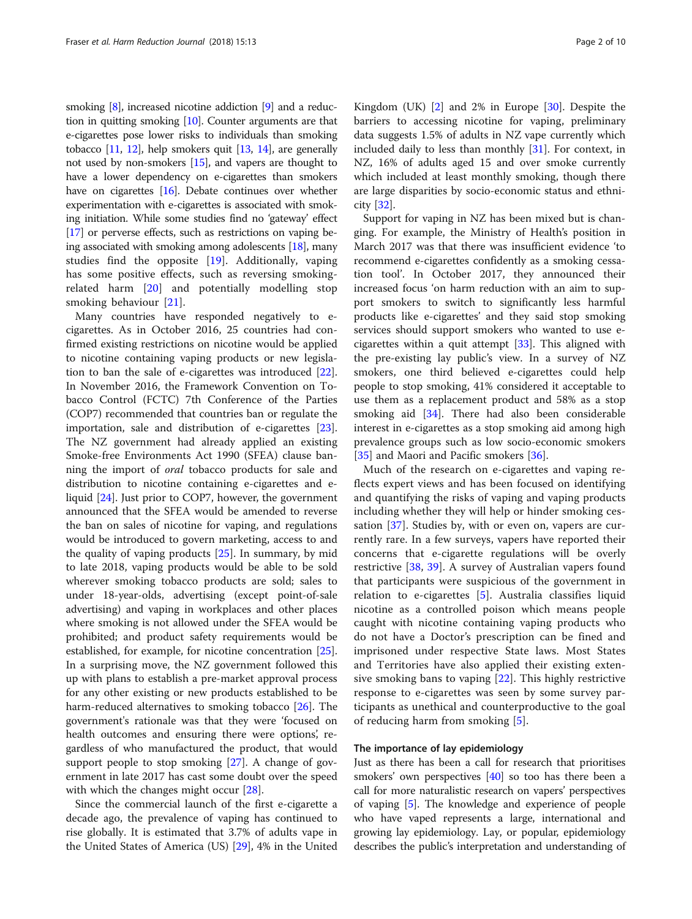smoking [8], increased nicotine addiction [9] and a reduction in quitting smoking [10]. Counter arguments are that e-cigarettes pose lower risks to individuals than smoking tobacco [11, 12], help smokers quit [13, 14], are generally not used by non-smokers [15], and vapers are thought to have a lower dependency on e-cigarettes than smokers have on cigarettes [16]. Debate continues over whether experimentation with e-cigarettes is associated with smoking initiation. While some studies find no 'gateway' effect [17] or perverse effects, such as restrictions on vaping being associated with smoking among adolescents [18], many studies find the opposite [19]. Additionally, vaping has some positive effects, such as reversing smoking-related harm [20] and potentially modelling stop smoking behaviour [21].

Many countries have responded negatively to e-cigarettes. As in October 2016, 25 countries had confirmed existing restrictions on nicotine would be applied to nicotine containing vaping products or new legislation to ban the sale of e-cigarettes was introduced [22]. In November 2016, the Framework Convention on Tobacco Control (FCTC) 7th Conference of the Parties (COP7) recommended that countries ban or regulate the importation, sale and distribution of e-cigarettes [23]. The NZ government had already applied an existing Smoke-free Environments Act 1990 (SFEA) clause banning the import of *oral* tobacco products for sale and distribution to nicotine containing e-cigarettes and e-liquid [24]. Just prior to COP7, however, the government announced that the SFEA would be amended to reverse the ban on sales of nicotine for vaping, and regulations would be introduced to govern marketing, access to and the quality of vaping products [25]. In summary, by mid to late 2018, vaping products would be able to be sold wherever smoking tobacco products are sold; sales to under 18-year-olds, advertising (except point-of-sale advertising) and vaping in workplaces and other places where smoking is not allowed under the SFEA would be prohibited; and product safety requirements would be established, for example, for nicotine concentration [25]. In a surprising move, the NZ government followed this up with plans to establish a pre-market approval process for any other existing or new products established to be harm-reduced alternatives to smoking tobacco [26]. The government's rationale was that they were 'focused on health outcomes and ensuring there were options', regardless of who manufactured the product, that would support people to stop smoking [27]. A change of government in late 2017 has cast some doubt over the speed with which the changes might occur [28].

Since the commercial launch of the first e-cigarette a decade ago, the prevalence of vaping has continued to rise globally. It is estimated that 3.7% of adults vape in the United States of America (US) [29], 4% in the United Kingdom (UK) [2] and 2% in Europe [30]. Despite the barriers to accessing nicotine for vaping, preliminary data suggests 1.5% of adults in NZ vape currently which included daily to less than monthly [31]. For context, in NZ, 16% of adults aged 15 and over smoke currently which included at least monthly smoking, though there are large disparities by socio-economic status and ethnicity [32].

Support for vaping in NZ has been mixed but is changing. For example, the Ministry of Health's position in March 2017 was that there was insufficient evidence 'to recommend e-cigarettes confidently as a smoking cessation tool'. In October 2017, they announced their increased focus 'on harm reduction with an aim to support smokers to switch to significantly less harmful products like e-cigarettes' and they said stop smoking services should support smokers who wanted to use e-cigarettes within a quit attempt [33]. This aligned with the pre-existing lay public's view. In a survey of NZ smokers, one third believed e-cigarettes could help people to stop smoking, 41% considered it acceptable to use them as a replacement product and 58% as a stop smoking aid [34]. There had also been considerable interest in e-cigarettes as a stop smoking aid among high prevalence groups such as low socio-economic smokers [35] and Maori and Pacific smokers [36].

Much of the research on e-cigarettes and vaping reflects expert views and has been focused on identifying and quantifying the risks of vaping and vaping products including whether they will help or hinder smoking cessation [37]. Studies by, with or even on, vapers are currently rare. In a few surveys, vapers have reported their concerns that e-cigarette regulations will be overly restrictive [38, 39]. A survey of Australian vapers found that participants were suspicious of the government in relation to e-cigarettes [5]. Australia classifies liquid nicotine as a controlled poison which means people caught with nicotine containing vaping products who do not have a Doctor's prescription can be fined and imprisoned under respective State laws. Most States and Territories have also applied their existing extensive smoking bans to vaping [22]. This highly restrictive response to e-cigarettes was seen by some survey participants as unethical and counterproductive to the goal of reducing harm from smoking [5].

## The importance of lay epidemiology

Just as there has been a call for research that prioritises smokers' own perspectives [40] so too has there been a call for more naturalistic research on vapers' perspectives of vaping [5]. The knowledge and experience of people who have vaped represents a large, international and growing lay epidemiology. Lay, or popular, epidemiology describes the public's interpretation and understanding of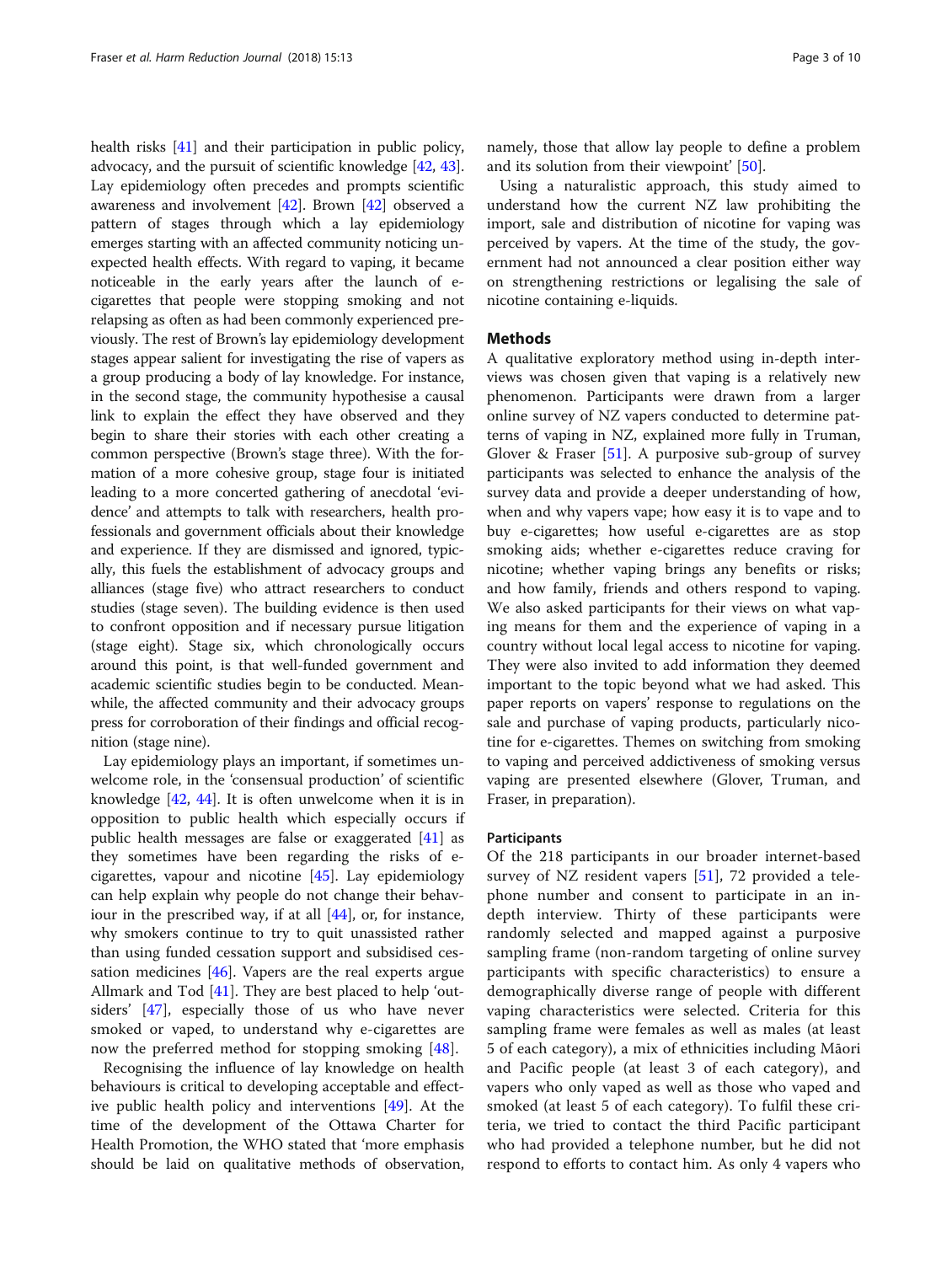health risks [41] and their participation in public policy, advocacy, and the pursuit of scientific knowledge [42, 43]. Lay epidemiology often precedes and prompts scientific awareness and involvement [42]. Brown [42] observed a pattern of stages through which a lay epidemiology emerges starting with an affected community noticing unexpected health effects. With regard to vaping, it became noticeable in the early years after the launch of e-cigarettes that people were stopping smoking and not relapsing as often as had been commonly experienced previously. The rest of Brown's lay epidemiology development stages appear salient for investigating the rise of vapers as a group producing a body of lay knowledge. For instance, in the second stage, the community hypothesise a causal link to explain the effect they have observed and they begin to share their stories with each other creating a common perspective (Brown's stage three). With the formation of a more cohesive group, stage four is initiated leading to a more concerted gathering of anecdotal 'evidence' and attempts to talk with researchers, health professionals and government officials about their knowledge and experience. If they are dismissed and ignored, typically, this fuels the establishment of advocacy groups and alliances (stage five) who attract researchers to conduct studies (stage seven). The building evidence is then used to confront opposition and if necessary pursue litigation (stage eight). Stage six, which chronologically occurs around this point, is that well-funded government and academic scientific studies begin to be conducted. Meanwhile, the affected community and their advocacy groups press for corroboration of their findings and official recognition (stage nine).

Lay epidemiology plays an important, if sometimes unwelcome role, in the 'consensual production' of scientific knowledge [42, 44]. It is often unwelcome when it is in opposition to public health which especially occurs if public health messages are false or exaggerated [41] as they sometimes have been regarding the risks of e-cigarettes, vapour and nicotine [45]. Lay epidemiology can help explain why people do not change their behaviour in the prescribed way, if at all [44], or, for instance, why smokers continue to try to quit unassisted rather than using funded cessation support and subsidised cessation medicines [46]. Vapers are the real experts argue Allmark and Tod [41]. They are best placed to help 'outsiders' [47], especially those of us who have never smoked or vaped, to understand why e-cigarettes are now the preferred method for stopping smoking [48].

Recognising the influence of lay knowledge on health behaviours is critical to developing acceptable and effective public health policy and interventions [49]. At the time of the development of the Ottawa Charter for Health Promotion, the WHO stated that 'more emphasis should be laid on qualitative methods of observation, namely, those that allow lay people to define a problem and its solution from their viewpoint' [50].

Using a naturalistic approach, this study aimed to understand how the current NZ law prohibiting the import, sale and distribution of nicotine for vaping was perceived by vapers. At the time of the study, the government had not announced a clear position either way on strengthening restrictions or legalising the sale of nicotine containing e-liquids.

## Methods

A qualitative exploratory method using in-depth interviews was chosen given that vaping is a relatively new phenomenon. Participants were drawn from a larger online survey of NZ vapers conducted to determine patterns of vaping in NZ, explained more fully in Truman, Glover & Fraser [51]. A purposive sub-group of survey participants was selected to enhance the analysis of the survey data and provide a deeper understanding of how, when and why vapers vape; how easy it is to vape and to buy e-cigarettes; how useful e-cigarettes are as stop smoking aids; whether e-cigarettes reduce craving for nicotine; whether vaping brings any benefits or risks; and how family, friends and others respond to vaping. We also asked participants for their views on what vaping means for them and the experience of vaping in a country without local legal access to nicotine for vaping. They were also invited to add information they deemed important to the topic beyond what we had asked. This paper reports on vapers' response to regulations on the sale and purchase of vaping products, particularly nicotine for e-cigarettes. Themes on switching from smoking to vaping and perceived addictiveness of smoking versus vaping are presented elsewhere (Glover, Truman, and Fraser, in preparation).

### Participants

Of the 218 participants in our broader internet-based survey of NZ resident vapers [51], 72 provided a telephone number and consent to participate in an in-depth interview. Thirty of these participants were randomly selected and mapped against a purposive sampling frame (non-random targeting of online survey participants with specific characteristics) to ensure a demographically diverse range of people with different vaping characteristics were selected. Criteria for this sampling frame were females as well as males (at least 5 of each category), a mix of ethnicities including Māori and Pacific people (at least 3 of each category), and vapers who only vaped as well as those who vaped and smoked (at least 5 of each category). To fulfil these criteria, we tried to contact the third Pacific participant who had provided a telephone number, but he did not respond to efforts to contact him. As only 4 vapers who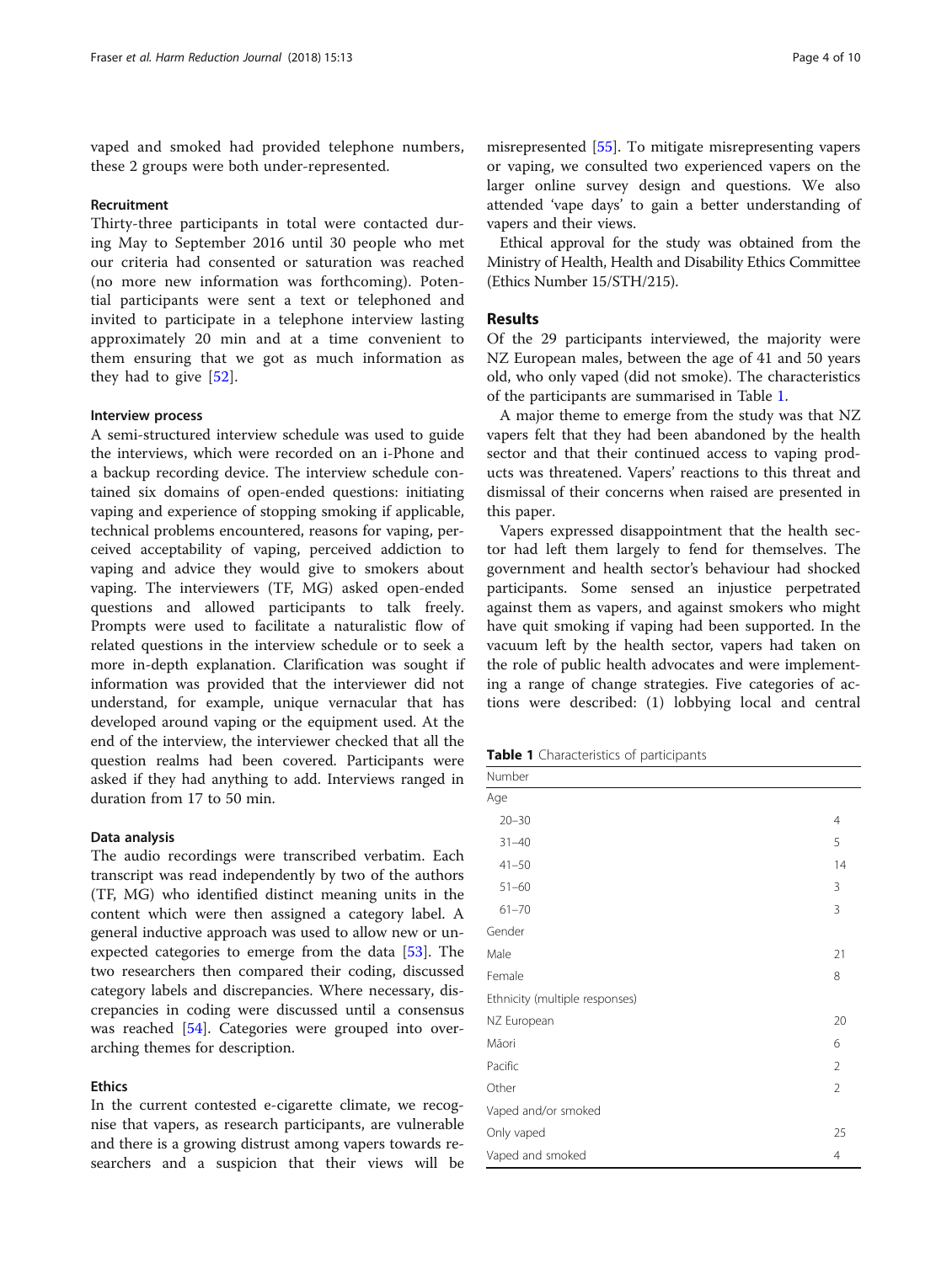vaped and smoked had provided telephone numbers, these 2 groups were both under-represented.

### Recruitment

Thirty-three participants in total were contacted during May to September 2016 until 30 people who met our criteria had consented or saturation was reached (no more new information was forthcoming). Potential participants were sent a text or telephoned and invited to participate in a telephone interview lasting approximately 20 min and at a time convenient to them ensuring that we got as much information as they had to give [52].

### Interview process

A semi-structured interview schedule was used to guide the interviews, which were recorded on an i-Phone and a backup recording device. The interview schedule contained six domains of open-ended questions: initiating vaping and experience of stopping smoking if applicable, technical problems encountered, reasons for vaping, perceived acceptability of vaping, perceived addiction to vaping and advice they would give to smokers about vaping. The interviewers (TF, MG) asked open-ended questions and allowed participants to talk freely. Prompts were used to facilitate a naturalistic flow of related questions in the interview schedule or to seek a more in-depth explanation. Clarification was sought if information was provided that the interviewer did not understand, for example, unique vernacular that has developed around vaping or the equipment used. At the end of the interview, the interviewer checked that all the question realms had been covered. Participants were asked if they had anything to add. Interviews ranged in duration from 17 to 50 min.

### Data analysis

The audio recordings were transcribed verbatim. Each transcript was read independently by two of the authors (TF, MG) who identified distinct meaning units in the content which were then assigned a category label. A general inductive approach was used to allow new or unexpected categories to emerge from the data [53]. The two researchers then compared their coding, discussed category labels and discrepancies. Where necessary, discrepancies in coding were discussed until a consensus was reached [54]. Categories were grouped into overarching themes for description.

### Ethics

In the current contested e-cigarette climate, we recognise that vapers, as research participants, are vulnerable and there is a growing distrust among vapers towards researchers and a suspicion that their views will be misrepresented [55]. To mitigate misrepresenting vapers or vaping, we consulted two experienced vapers on the larger online survey design and questions. We also attended 'vape days' to gain a better understanding of vapers and their views.

Ethical approval for the study was obtained from the Ministry of Health, Health and Disability Ethics Committee (Ethics Number 15/STH/215).

## Results

Of the 29 participants interviewed, the majority were NZ European males, between the age of 41 and 50 years old, who only vaped (did not smoke). The characteristics of the participants are summarised in Table 1.

A major theme to emerge from the study was that NZ vapers felt that they had been abandoned by the health sector and that their continued access to vaping products was threatened. Vapers' reactions to this threat and dismissal of their concerns when raised are presented in this paper.

Vapers expressed disappointment that the health sector had left them largely to fend for themselves. The government and health sector's behaviour had shocked participants. Some sensed an injustice perpetrated against them as vapers, and against smokers who might have quit smoking if vaping had been supported. In the vacuum left by the health sector, vapers had taken on the role of public health advocates and were implementing a range of change strategies. Five categories of actions were described: (1) lobbying local and central

**Table 1** Characteristics of participants

| Number | |
|---|---|
| Age | |
| 20–30 | 4 |
| 31–40 | 5 |
| 41–50 | 14 |
| 51–60 | 3 |
| 61–70 | 3 |
| Gender | |
| Male | 21 |
| Female | 8 |
| Ethnicity (multiple responses) | |
| NZ European | 20 |
| Māori | 6 |
| Pacific | 2 |
| Other | 2 |
| Vaped and/or smoked | |
| Only vaped | 25 |
| Vaped and smoked | 4 |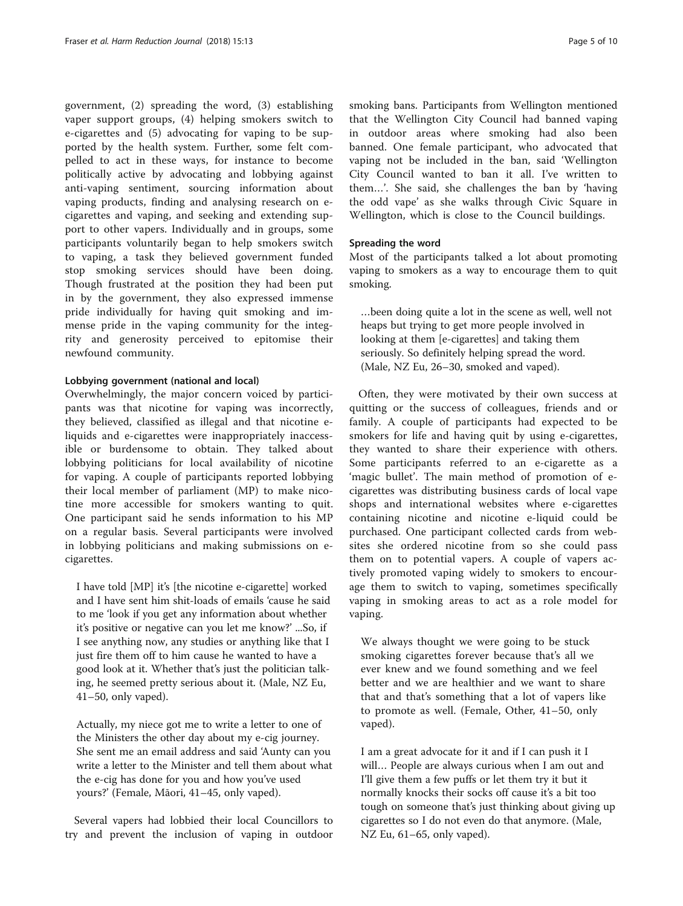government, (2) spreading the word, (3) establishing vaper support groups, (4) helping smokers switch to e-cigarettes and (5) advocating for vaping to be supported by the health system. Further, some felt compelled to act in these ways, for instance to become politically active by advocating and lobbying against anti-vaping sentiment, sourcing information about vaping products, finding and analysing research on e-cigarettes and vaping, and seeking and extending support to other vapers. Individually and in groups, some participants voluntarily began to help smokers switch to vaping, a task they believed government funded stop smoking services should have been doing. Though frustrated at the position they had been put in by the government, they also expressed immense pride individually for having quit smoking and immense pride in the vaping community for the integrity and generosity perceived to epitomise their newfound community.

#### Lobbying government (national and local)

Overwhelmingly, the major concern voiced by participants was that nicotine for vaping was incorrectly, they believed, classified as illegal and that nicotine e-liquids and e-cigarettes were inappropriately inaccessible or burdensome to obtain. They talked about lobbying politicians for local availability of nicotine for vaping. A couple of participants reported lobbying their local member of parliament (MP) to make nicotine more accessible for smokers wanting to quit. One participant said he sends information to his MP on a regular basis. Several participants were involved in lobbying politicians and making submissions on e-cigarettes.

> I have told [MP] it's [the nicotine e-cigarette] worked and I have sent him shit-loads of emails 'cause he said to me 'look if you get any information about whether it's positive or negative can you let me know?' ...So, if I see anything now, any studies or anything like that I just fire them off to him cause he wanted to have a good look at it. Whether that's just the politician talking, he seemed pretty serious about it. (Male, NZ Eu, 41–50, only vaped).

> Actually, my niece got me to write a letter to one of the Ministers the other day about my e-cig journey. She sent me an email address and said 'Aunty can you write a letter to the Minister and tell them about what the e-cig has done for you and how you've used yours?' (Female, Māori, 41–45, only vaped).

Several vapers had lobbied their local Councillors to try and prevent the inclusion of vaping in outdoor smoking bans. Participants from Wellington mentioned that the Wellington City Council had banned vaping in outdoor areas where smoking had also been banned. One female participant, who advocated that vaping not be included in the ban, said 'Wellington City Council wanted to ban it all. I've written to them…'. She said, she challenges the ban by 'having the odd vape' as she walks through Civic Square in Wellington, which is close to the Council buildings.

#### Spreading the word

Most of the participants talked a lot about promoting vaping to smokers as a way to encourage them to quit smoking.

> …been doing quite a lot in the scene as well, well not heaps but trying to get more people involved in looking at them [e-cigarettes] and taking them seriously. So definitely helping spread the word. (Male, NZ Eu, 26–30, smoked and vaped).

Often, they were motivated by their own success at quitting or the success of colleagues, friends and or family. A couple of participants had expected to be smokers for life and having quit by using e-cigarettes, they wanted to share their experience with others. Some participants referred to an e-cigarette as a 'magic bullet'. The main method of promotion of e-cigarettes was distributing business cards of local vape shops and international websites where e-cigarettes containing nicotine and nicotine e-liquid could be purchased. One participant collected cards from websites she ordered nicotine from so she could pass them on to potential vapers. A couple of vapers actively promoted vaping widely to smokers to encourage them to switch to vaping, sometimes specifically vaping in smoking areas to act as a role model for vaping.

> We always thought we were going to be stuck smoking cigarettes forever because that's all we ever knew and we found something and we feel better and we are healthier and we want to share that and that's something that a lot of vapers like to promote as well. (Female, Other, 41–50, only vaped).

> I am a great advocate for it and if I can push it I will… People are always curious when I am out and I'll give them a few puffs or let them try it but it normally knocks their socks off cause it's a bit too tough on someone that's just thinking about giving up cigarettes so I do not even do that anymore. (Male, NZ Eu, 61–65, only vaped).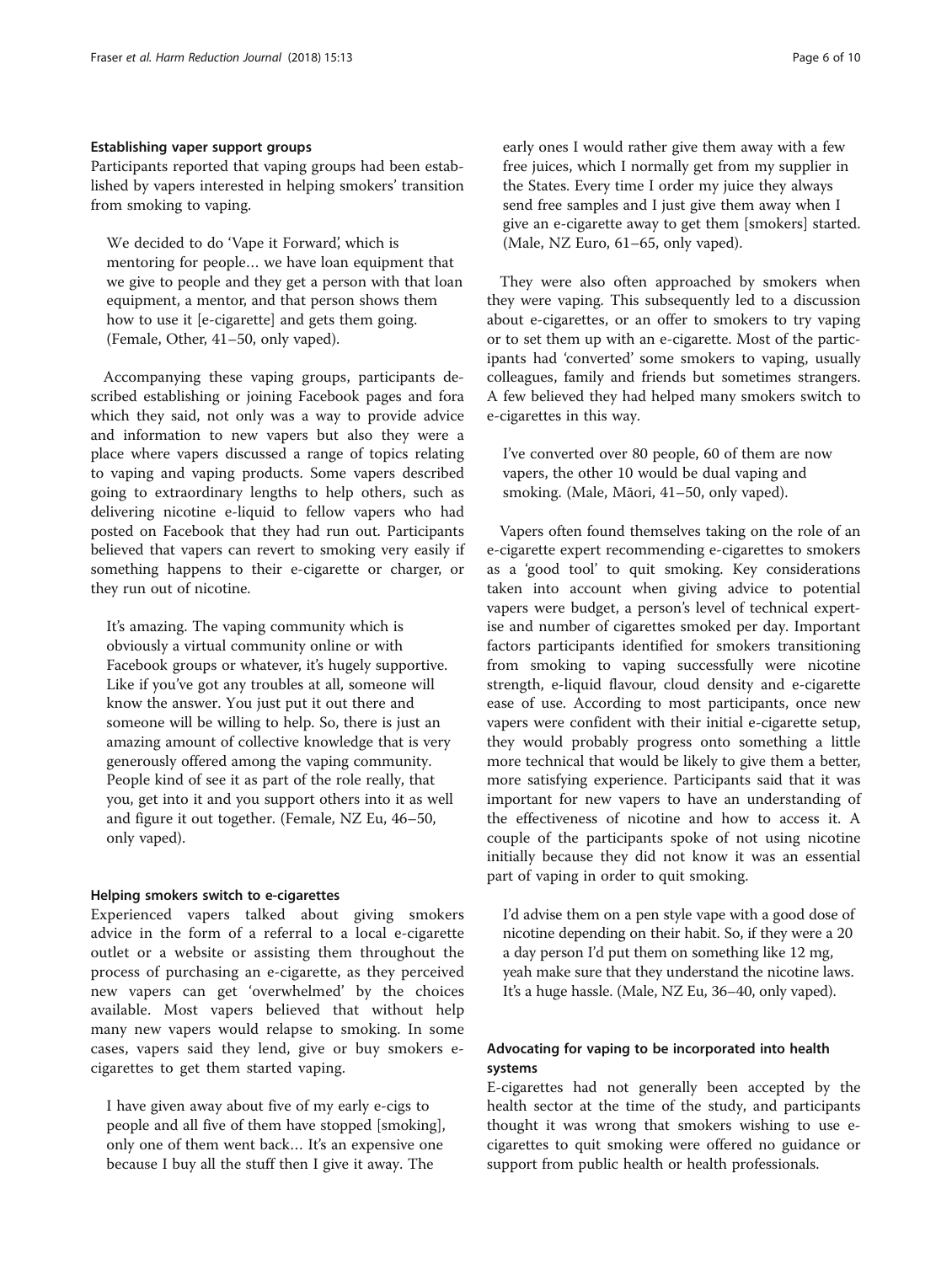### Establishing vaper support groups

Participants reported that vaping groups had been established by vapers interested in helping smokers' transition from smoking to vaping.

> We decided to do 'Vape it Forward', which is mentoring for people… we have loan equipment that we give to people and they get a person with that loan equipment, a mentor, and that person shows them how to use it [e-cigarette] and gets them going. (Female, Other, 41–50, only vaped).

Accompanying these vaping groups, participants described establishing or joining Facebook pages and fora which they said, not only was a way to provide advice and information to new vapers but also they were a place where vapers discussed a range of topics relating to vaping and vaping products. Some vapers described going to extraordinary lengths to help others, such as delivering nicotine e-liquid to fellow vapers who had posted on Facebook that they had run out. Participants believed that vapers can revert to smoking very easily if something happens to their e-cigarette or charger, or they run out of nicotine.

> It's amazing. The vaping community which is obviously a virtual community online or with Facebook groups or whatever, it's hugely supportive. Like if you've got any troubles at all, someone will know the answer. You just put it out there and someone will be willing to help. So, there is just an amazing amount of collective knowledge that is very generously offered among the vaping community. People kind of see it as part of the role really, that you, get into it and you support others into it as well and figure it out together. (Female, NZ Eu, 46–50, only vaped).

### Helping smokers switch to e-cigarettes

Experienced vapers talked about giving smokers advice in the form of a referral to a local e-cigarette outlet or a website or assisting them throughout the process of purchasing an e-cigarette, as they perceived new vapers can get 'overwhelmed' by the choices available. Most vapers believed that without help many new vapers would relapse to smoking. In some cases, vapers said they lend, give or buy smokers e-cigarettes to get them started vaping.

> I have given away about five of my early e-cigs to people and all five of them have stopped [smoking], only one of them went back… It's an expensive one because I buy all the stuff then I give it away. The early ones I would rather give them away with a few free juices, which I normally get from my supplier in the States. Every time I order my juice they always send free samples and I just give them away when I give an e-cigarette away to get them [smokers] started. (Male, NZ Euro, 61–65, only vaped).

They were also often approached by smokers when they were vaping. This subsequently led to a discussion about e-cigarettes, or an offer to smokers to try vaping or to set them up with an e-cigarette. Most of the participants had 'converted' some smokers to vaping, usually colleagues, family and friends but sometimes strangers. A few believed they had helped many smokers switch to e-cigarettes in this way.

> I've converted over 80 people, 60 of them are now vapers, the other 10 would be dual vaping and smoking. (Male, Māori, 41–50, only vaped).

Vapers often found themselves taking on the role of an e-cigarette expert recommending e-cigarettes to smokers as a 'good tool' to quit smoking. Key considerations taken into account when giving advice to potential vapers were budget, a person's level of technical expertise and number of cigarettes smoked per day. Important factors participants identified for smokers transitioning from smoking to vaping successfully were nicotine strength, e-liquid flavour, cloud density and e-cigarette ease of use. According to most participants, once new vapers were confident with their initial e-cigarette setup, they would probably progress onto something a little more technical that would be likely to give them a better, more satisfying experience. Participants said that it was important for new vapers to have an understanding of the effectiveness of nicotine and how to access it. A couple of the participants spoke of not using nicotine initially because they did not know it was an essential part of vaping in order to quit smoking.

> I'd advise them on a pen style vape with a good dose of nicotine depending on their habit. So, if they were a 20 a day person I'd put them on something like 12 mg, yeah make sure that they understand the nicotine laws. It's a huge hassle. (Male, NZ Eu, 36–40, only vaped).

### Advocating for vaping to be incorporated into health systems

E-cigarettes had not generally been accepted by the health sector at the time of the study, and participants thought it was wrong that smokers wishing to use e-cigarettes to quit smoking were offered no guidance or support from public health or health professionals.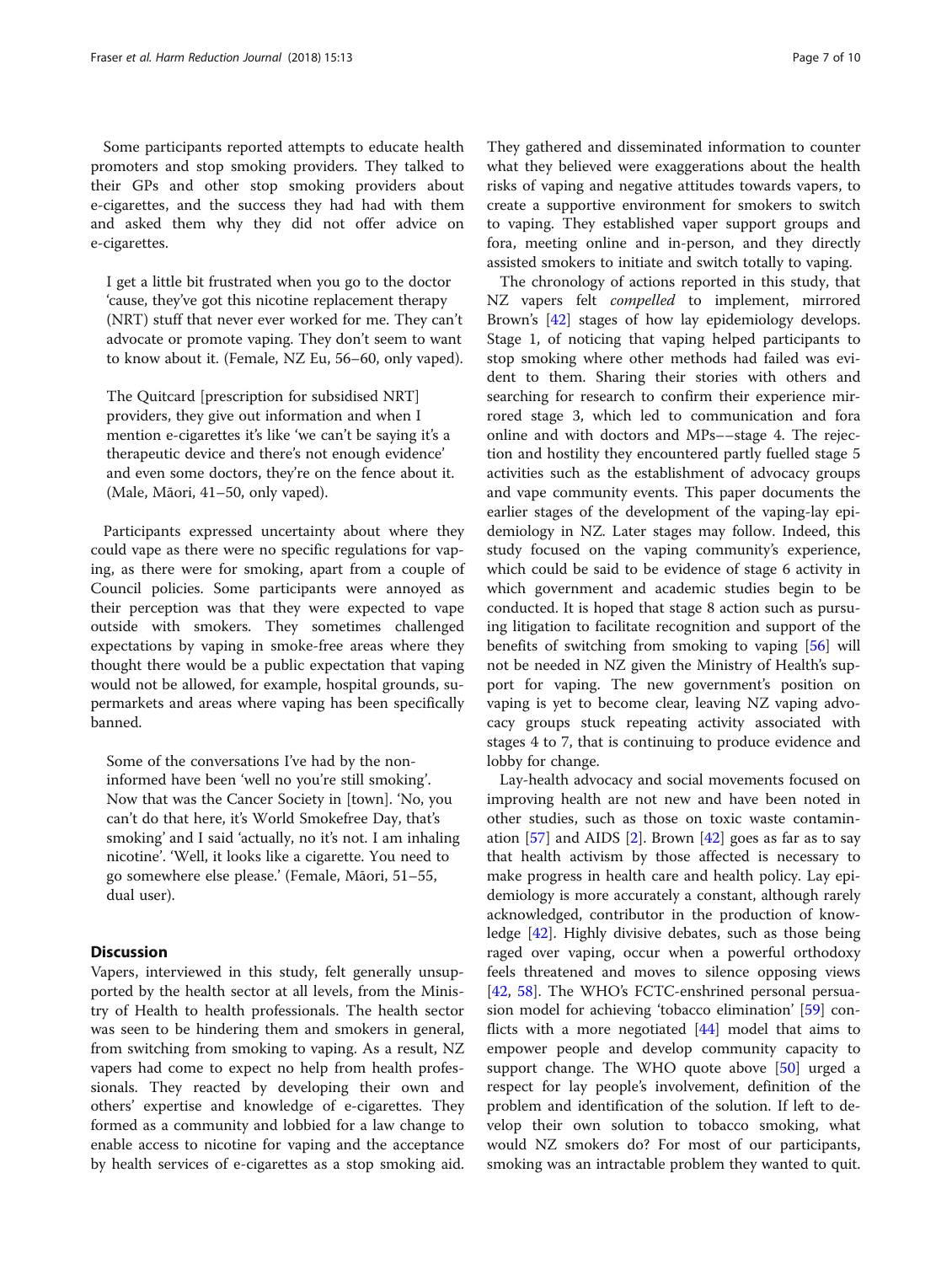Some participants reported attempts to educate health promoters and stop smoking providers. They talked to their GPs and other stop smoking providers about e-cigarettes, and the success they had had with them and asked them why they did not offer advice on e-cigarettes.

> I get a little bit frustrated when you go to the doctor 'cause, they've got this nicotine replacement therapy (NRT) stuff that never ever worked for me. They can't advocate or promote vaping. They don't seem to want to know about it. (Female, NZ Eu, 56–60, only vaped).

> The Quitcard [prescription for subsidised NRT] providers, they give out information and when I mention e-cigarettes it's like 'we can't be saying it's a therapeutic device and there's not enough evidence' and even some doctors, they're on the fence about it. (Male, Māori, 41–50, only vaped).

Participants expressed uncertainty about where they could vape as there were no specific regulations for vaping, as there were for smoking, apart from a couple of Council policies. Some participants were annoyed as their perception was that they were expected to vape outside with smokers. They sometimes challenged expectations by vaping in smoke-free areas where they thought there would be a public expectation that vaping would not be allowed, for example, hospital grounds, supermarkets and areas where vaping has been specifically banned.

> Some of the conversations I've had by the non-informed have been 'well no you're still smoking'. Now that was the Cancer Society in [town]. 'No, you can't do that here, it's World Smokefree Day, that's smoking' and I said 'actually, no it's not. I am inhaling nicotine'. 'Well, it looks like a cigarette. You need to go somewhere else please.' (Female, Māori, 51–55, dual user).

## Discussion

Vapers, interviewed in this study, felt generally unsupported by the health sector at all levels, from the Ministry of Health to health professionals. The health sector was seen to be hindering them and smokers in general, from switching from smoking to vaping. As a result, NZ vapers had come to expect no help from health professionals. They reacted by developing their own and others' expertise and knowledge of e-cigarettes. They formed as a community and lobbied for a law change to enable access to nicotine for vaping and the acceptance by health services of e-cigarettes as a stop smoking aid. They gathered and disseminated information to counter what they believed were exaggerations about the health risks of vaping and negative attitudes towards vapers, to create a supportive environment for smokers to switch to vaping. They established vaper support groups and fora, meeting online and in-person, and they directly assisted smokers to initiate and switch totally to vaping.

The chronology of actions reported in this study, that NZ vapers felt *compelled* to implement, mirrored Brown's [42] stages of how lay epidemiology develops. Stage 1, of noticing that vaping helped participants to stop smoking where other methods had failed was evident to them. Sharing their stories with others and searching for research to confirm their experience mirrored stage 3, which led to communication and fora online and with doctors and MPs—stage 4. The rejection and hostility they encountered partly fuelled stage 5 activities such as the establishment of advocacy groups and vape community events. This paper documents the earlier stages of the development of the vaping-lay epidemiology in NZ. Later stages may follow. Indeed, this study focused on the vaping community's experience, which could be said to be evidence of stage 6 activity in which government and academic studies begin to be conducted. It is hoped that stage 8 action such as pursuing litigation to facilitate recognition and support of the benefits of switching from smoking to vaping [56] will not be needed in NZ given the Ministry of Health's support for vaping. The new government's position on vaping is yet to become clear, leaving NZ vaping advocacy groups stuck repeating activity associated with stages 4 to 7, that is continuing to produce evidence and lobby for change.

Lay-health advocacy and social movements focused on improving health are not new and have been noted in other studies, such as those on toxic waste contamination [57] and AIDS [2]. Brown [42] goes as far as to say that health activism by those affected is necessary to make progress in health care and health policy. Lay epidemiology is more accurately a constant, although rarely acknowledged, contributor in the production of knowledge [42]. Highly divisive debates, such as those being raged over vaping, occur when a powerful orthodoxy feels threatened and moves to silence opposing views [42, 58]. The WHO's FCTC-enshrined personal persuasion model for achieving 'tobacco elimination' [59] conflicts with a more negotiated [44] model that aims to empower people and develop community capacity to support change. The WHO quote above [50] urged a respect for lay people's involvement, definition of the problem and identification of the solution. If left to develop their own solution to tobacco smoking, what would NZ smokers do? For most of our participants, smoking was an intractable problem they wanted to quit.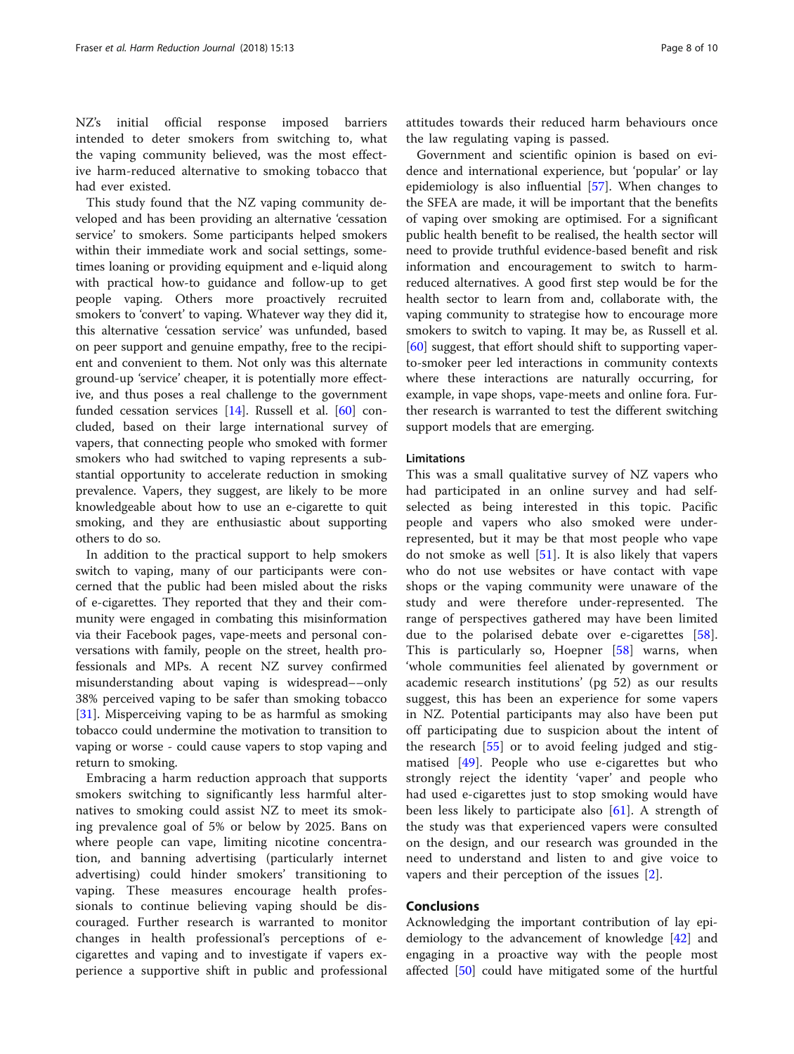NZ's initial official response imposed barriers intended to deter smokers from switching to, what the vaping community believed, was the most effective harm-reduced alternative to smoking tobacco that had ever existed.

This study found that the NZ vaping community developed and has been providing an alternative 'cessation service' to smokers. Some participants helped smokers within their immediate work and social settings, sometimes loaning or providing equipment and e-liquid along with practical how-to guidance and follow-up to get people vaping. Others more proactively recruited smokers to 'convert' to vaping. Whatever way they did it, this alternative 'cessation service' was unfunded, based on peer support and genuine empathy, free to the recipient and convenient to them. Not only was this alternate ground-up 'service' cheaper, it is potentially more effective, and thus poses a real challenge to the government funded cessation services [14]. Russell et al. [60] concluded, based on their large international survey of vapers, that connecting people who smoked with former smokers who had switched to vaping represents a substantial opportunity to accelerate reduction in smoking prevalence. Vapers, they suggest, are likely to be more knowledgeable about how to use an e-cigarette to quit smoking, and they are enthusiastic about supporting others to do so.

In addition to the practical support to help smokers switch to vaping, many of our participants were concerned that the public had been misled about the risks of e-cigarettes. They reported that they and their community were engaged in combating this misinformation via their Facebook pages, vape-meets and personal conversations with family, people on the street, health professionals and MPs. A recent NZ survey confirmed misunderstanding about vaping is widespread––only 38% perceived vaping to be safer than smoking tobacco [31]. Misperceiving vaping to be as harmful as smoking tobacco could undermine the motivation to transition to vaping or worse - could cause vapers to stop vaping and return to smoking.

Embracing a harm reduction approach that supports smokers switching to significantly less harmful alternatives to smoking could assist NZ to meet its smoking prevalence goal of 5% or below by 2025. Bans on where people can vape, limiting nicotine concentration, and banning advertising (particularly internet advertising) could hinder smokers' transitioning to vaping. These measures encourage health professionals to continue believing vaping should be discouraged. Further research is warranted to monitor changes in health professional's perceptions of e-cigarettes and vaping and to investigate if vapers experience a supportive shift in public and professional attitudes towards their reduced harm behaviours once the law regulating vaping is passed.

Government and scientific opinion is based on evidence and international experience, but 'popular' or lay epidemiology is also influential [57]. When changes to the SFEA are made, it will be important that the benefits of vaping over smoking are optimised. For a significant public health benefit to be realised, the health sector will need to provide truthful evidence-based benefit and risk information and encouragement to switch to harm-reduced alternatives. A good first step would be for the health sector to learn from and, collaborate with, the vaping community to strategise how to encourage more smokers to switch to vaping. It may be, as Russell et al. [60] suggest, that effort should shift to supporting vaper-to-smoker peer led interactions in community contexts where these interactions are naturally occurring, for example, in vape shops, vape-meets and online fora. Further research is warranted to test the different switching support models that are emerging.

### Limitations

This was a small qualitative survey of NZ vapers who had participated in an online survey and had self-selected as being interested in this topic. Pacific people and vapers who also smoked were under-represented, but it may be that most people who vape do not smoke as well [51]. It is also likely that vapers who do not use websites or have contact with vape shops or the vaping community were unaware of the study and were therefore under-represented. The range of perspectives gathered may have been limited due to the polarised debate over e-cigarettes [58]. This is particularly so, Hoepner [58] warns, when 'whole communities feel alienated by government or academic research institutions' (pg 52) as our results suggest, this has been an experience for some vapers in NZ. Potential participants may also have been put off participating due to suspicion about the intent of the research [55] or to avoid feeling judged and stigmatised [49]. People who use e-cigarettes but who strongly reject the identity 'vaper' and people who had used e-cigarettes just to stop smoking would have been less likely to participate also [61]. A strength of the study was that experienced vapers were consulted on the design, and our research was grounded in the need to understand and listen to and give voice to vapers and their perception of the issues [2].

## Conclusions

Acknowledging the important contribution of lay epidemiology to the advancement of knowledge [42] and engaging in a proactive way with the people most affected [50] could have mitigated some of the hurtful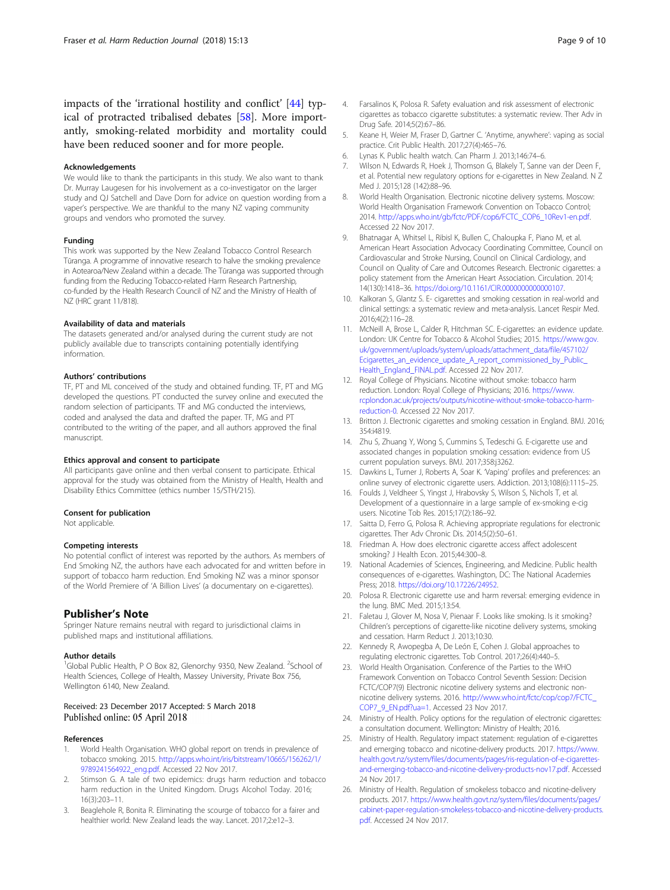impacts of the 'irrational hostility and conflict' [44] typical of protracted tribalised debates [58]. More importantly, smoking-related morbidity and mortality could have been reduced sooner and for more people.

#### Acknowledgements

We would like to thank the participants in this study. We also want to thank Dr. Murray Laugesen for his involvement as a co-investigator on the larger study and QJ Satchell and Dave Dorn for advice on question wording from a vaper's perspective. We are thankful to the many NZ vaping community groups and vendors who promoted the survey.

#### Funding

This work was supported by the New Zealand Tobacco Control Research Tūranga. A programme of innovative research to halve the smoking prevalence in Aotearoa/New Zealand within a decade. The Tūranga was supported through funding from the Reducing Tobacco-related Harm Research Partnership, co-funded by the Health Research Council of NZ and the Ministry of Health of NZ (HRC grant 11/818).

#### Availability of data and materials

The datasets generated and/or analysed during the current study are not publicly available due to transcripts containing potentially identifying information.

#### Authors' contributions

TF, PT and ML conceived of the study and obtained funding. TF, PT and MG developed the questions. PT conducted the survey online and executed the random selection of participants. TF and MG conducted the interviews, coded and analysed the data and drafted the paper. TF, MG and PT contributed to the writing of the paper, and all authors approved the final manuscript.

#### Ethics approval and consent to participate

All participants gave online and then verbal consent to participate. Ethical approval for the study was obtained from the Ministry of Health, Health and Disability Ethics Committee (ethics number 15/STH/215).

#### Consent for publication

Not applicable.

#### Competing interests

No potential conflict of interest was reported by the authors. As members of End Smoking NZ, the authors have each advocated for and written before in support of tobacco harm reduction. End Smoking NZ was a minor sponsor of the World Premiere of 'A Billion Lives' (a documentary on e-cigarettes).

## Publisher's Note

Springer Nature remains neutral with regard to jurisdictional claims in published maps and institutional affiliations.

#### Author details

[1]Global Public Health, P O Box 82, Glenorchy 9350, New Zealand. [2]School of Health Sciences, College of Health, Massey University, Private Box 756, Wellington 6140, New Zealand.

Received: 23 December 2017 Accepted: 5 March 2018
Published online: 05 April 2018

#### References

1. World Health Organisation. WHO global report on trends in prevalence of tobacco smoking. 2015. http://apps.who.int/iris/bitstream/10665/156262/1/9789241564922_eng.pdf. Accessed 22 Nov 2017.
2. Stimson G. A tale of two epidemics: drugs harm reduction and tobacco harm reduction in the United Kingdom. Drugs Alcohol Today. 2016; 16(3):203–11.
3. Beaglehole R, Bonita R. Eliminating the scourge of tobacco for a fairer and healthier world: New Zealand leads the way. Lancet. 2017;2:e12–3.
4. Farsalinos K, Polosa R. Safety evaluation and risk assessment of electronic cigarettes as tobacco cigarette substitutes: a systematic review. Ther Adv in Drug Safe. 2014;5(2):67–86.
5. Keane H, Weier M, Fraser D, Gartner C. 'Anytime, anywhere': vaping as social practice. Crit Public Health. 2017;27(4):465–76.
6. Lynas K. Public health watch. Can Pharm J. 2013;146:74–6.
7. Wilson N, Edwards R, Hoek J, Thomson G, Blakely T, Sanne van der Deen F, et al. Potential new regulatory options for e-cigarettes in New Zealand. N Z Med J. 2015;128 (142):88–96.
8. World Health Organisation. Electronic nicotine delivery systems. Moscow: World Health Organisation Framework Convention on Tobacco Control; 2014. http://apps.who.int/gb/fctc/PDF/cop6/FCTC_COP6_10Rev1-en.pdf. Accessed 22 Nov 2017.
9. Bhatnagar A, Whitsel L, Ribisl K, Bullen C, Chaloupka F, Piano M, et al. American Heart Association Advocacy Coordinating Committee, Council on Cardiovascular and Stroke Nursing, Council on Clinical Cardiology, and Council on Quality of Care and Outcomes Research. Electronic cigarettes: a policy statement from the American Heart Association. Circulation. 2014; 14(130):1418–36. https://doi.org/10.1161/CIR.0000000000000107.
10. Kalkoran S, Glantz S. E- cigarettes and smoking cessation in real-world and clinical settings: a systematic review and meta-analysis. Lancet Respir Med. 2016;4(2):116–28.
11. McNeill A, Brose L, Calder R, Hitchman SC. E-cigarettes: an evidence update. London: UK Centre for Tobacco & Alcohol Studies; 2015. https://www.gov.uk/government/uploads/system/uploads/attachment_data/file/457102/Ecigarettes_an_evidence_update_A_report_commissioned_by_Public_Health_England_FINAL.pdf. Accessed 22 Nov 2017.
12. Royal College of Physicians. Nicotine without smoke: tobacco harm reduction. London: Royal College of Physicians; 2016. https://www.rcplondon.ac.uk/projects/outputs/nicotine-without-smoke-tobacco-harm-reduction-0. Accessed 22 Nov 2017.
13. Britton J. Electronic cigarettes and smoking cessation in England. BMJ. 2016; 354:i4819.
14. Zhu S, Zhuang Y, Wong S, Cummins S, Tedeschi G. E-cigarette use and associated changes in population smoking cessation: evidence from US current population surveys. BMJ. 2017;358:j3262.
15. Dawkins L, Turner J, Roberts A, Soar K. 'Vaping' profiles and preferences: an online survey of electronic cigarette users. Addiction. 2013;108(6):1115–25.
16. Foulds J, Veldheer S, Yingst J, Hrabovsky S, Wilson S, Nichols T, et al. Development of a questionnaire in a large sample of ex-smoking e-cig users. Nicotine Tob Res. 2015;17(2):186–92.
17. Saitta D, Ferro G, Polosa R. Achieving appropriate regulations for electronic cigarettes. Ther Adv Chronic Dis. 2014;5(2):50–61.
18. Friedman A. How does electronic cigarette access affect adolescent smoking? J Health Econ. 2015;44:300–8.
19. National Academies of Sciences, Engineering, and Medicine. Public health consequences of e-cigarettes. Washington, DC: The National Academies Press; 2018. https://doi.org/10.17226/24952.
20. Polosa R. Electronic cigarette use and harm reversal: emerging evidence in the lung. BMC Med. 2015;13:54.
21. Faletau J, Glover M, Nosa V, Pienaar F. Looks like smoking. Is it smoking? Children's perceptions of cigarette-like nicotine delivery systems, smoking and cessation. Harm Reduct J. 2013;10:30.
22. Kennedy R, Awopegba A, De León E, Cohen J. Global approaches to regulating electronic cigarettes. Tob Control. 2017;26(4):440–5.
23. World Health Organisation. Conference of the Parties to the WHO Framework Convention on Tobacco Control Seventh Session: Decision FCTC/COP7(9) Electronic nicotine delivery systems and electronic non-nicotine delivery systems. 2016. http://www.who.int/fctc/cop/cop7/FCTC_COP7_9_EN.pdf?ua=1. Accessed 23 Nov 2017.
24. Ministry of Health. Policy options for the regulation of electronic cigarettes: a consultation document. Wellington: Ministry of Health; 2016.
25. Ministry of Health. Regulatory impact statement: regulation of e-cigarettes and emerging tobacco and nicotine-delivery products. 2017. https://www.health.govt.nz/system/files/documents/pages/ris-regulation-of-e-cigarettes-and-emerging-tobacco-and-nicotine-delivery-products-nov17.pdf. Accessed 24 Nov 2017.
26. Ministry of Health. Regulation of smokeless tobacco and nicotine-delivery products. 2017. https://www.health.govt.nz/system/files/documents/pages/cabinet-paper-regulation-smokeless-tobacco-and-nicotine-delivery-products.pdf. Accessed 24 Nov 2017.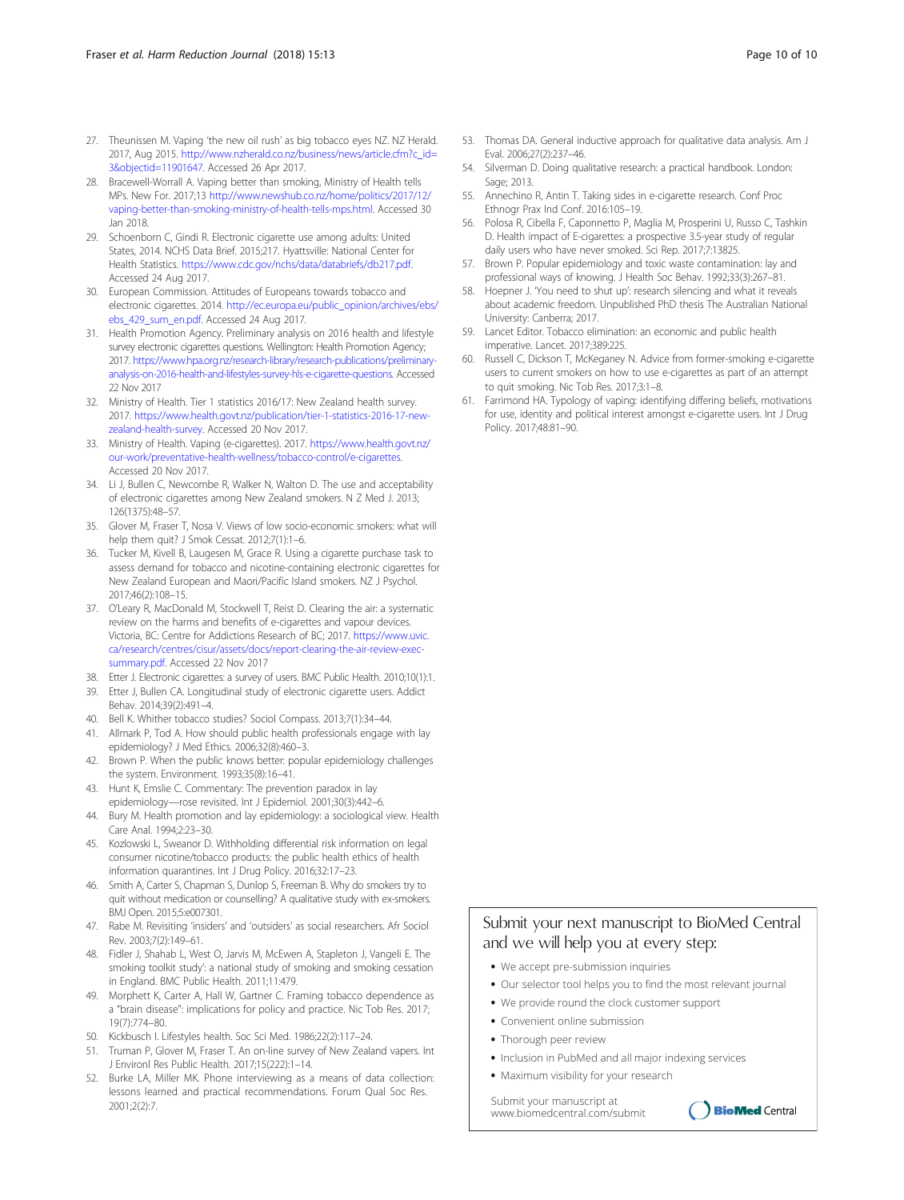27. Theunissen M. Vaping 'the new oil rush' as big tobacco eyes NZ. NZ Herald. 2017, Aug 2015. http://www.nzherald.co.nz/business/news/article.cfm?c_id=3&objectid=11901647. Accessed 26 Apr 2017.
28. Bracewell-Worrall A. Vaping better than smoking, Ministry of Health tells MPs. New For. 2017;13 http://www.newshub.co.nz/home/politics/2017/12/vaping-better-than-smoking-ministry-of-health-tells-mps.html. Accessed 30 Jan 2018.
29. Schoenborn C, Gindi R. Electronic cigarette use among adults: United States, 2014. NCHS Data Brief. 2015;217. Hyattsville: National Center for Health Statistics. https://www.cdc.gov/nchs/data/databriefs/db217.pdf. Accessed 24 Aug 2017.
30. European Commission. Attitudes of Europeans towards tobacco and electronic cigarettes. 2014. http://ec.europa.eu/public_opinion/archives/ebs/ebs_429_sum_en.pdf. Accessed 24 Aug 2017.
31. Health Promotion Agency. Preliminary analysis on 2016 health and lifestyle survey electronic cigarettes questions. Wellington: Health Promotion Agency; 2017. https://www.hpa.org.nz/research-library/research-publications/preliminary-analysis-on-2016-health-and-lifestyles-survey-hls-e-cigarette-questions. Accessed 22 Nov 2017
32. Ministry of Health. Tier 1 statistics 2016/17: New Zealand health survey. 2017. https://www.health.govt.nz/publication/tier-1-statistics-2016-17-new-zealand-health-survey. Accessed 20 Nov 2017.
33. Ministry of Health. Vaping (e-cigarettes). 2017. https://www.health.govt.nz/our-work/preventative-health-wellness/tobacco-control/e-cigarettes. Accessed 20 Nov 2017.
34. Li J, Bullen C, Newcombe R, Walker N, Walton D. The use and acceptability of electronic cigarettes among New Zealand smokers. N Z Med J. 2013; 126(1375):48–57.
35. Glover M, Fraser T, Nosa V. Views of low socio-economic smokers: what will help them quit? J Smok Cessat. 2012;7(1):1–6.
36. Tucker M, Kivell B, Laugesen M, Grace R. Using a cigarette purchase task to assess demand for tobacco and nicotine-containing electronic cigarettes for New Zealand European and Maori/Pacific Island smokers. NZ J Psychol. 2017;46(2):108–15.
37. O'Leary R, MacDonald M, Stockwell T, Reist D. Clearing the air: a systematic review on the harms and benefits of e-cigarettes and vapour devices. Victoria, BC: Centre for Addictions Research of BC; 2017. https://www.uvic.ca/research/centres/cisur/assets/docs/report-clearing-the-air-review-exec-summary.pdf. Accessed 22 Nov 2017
38. Etter J. Electronic cigarettes: a survey of users. BMC Public Health. 2010;10(1):1.
39. Etter J, Bullen CA. Longitudinal study of electronic cigarette users. Addict Behav. 2014;39(2):491–4.
40. Bell K. Whither tobacco studies? Sociol Compass. 2013;7(1):34–44.
41. Allmark P, Tod A. How should public health professionals engage with lay epidemiology? J Med Ethics. 2006;32(8):460–3.
42. Brown P. When the public knows better: popular epidemiology challenges the system. Environment. 1993;35(8):16–41.
43. Hunt K, Emslie C. Commentary: The prevention paradox in lay epidemiology—rose revisited. Int J Epidemiol. 2001;30(3):442–6.
44. Bury M. Health promotion and lay epidemiology: a sociological view. Health Care Anal. 1994;2:23–30.
45. Kozlowski L, Sweanor D. Withholding differential risk information on legal consumer nicotine/tobacco products: the public health ethics of health information quarantines. Int J Drug Policy. 2016;32:17–23.
46. Smith A, Carter S, Chapman S, Dunlop S, Freeman B. Why do smokers try to quit without medication or counselling? A qualitative study with ex-smokers. BMJ Open. 2015;5:e007301.
47. Rabe M. Revisiting 'insiders' and 'outsiders' as social researchers. Afr Sociol Rev. 2003;7(2):149–61.
48. Fidler J, Shahab L, West O, Jarvis M, McEwen A, Stapleton J, Vangeli E. The smoking toolkit study': a national study of smoking and smoking cessation in England. BMC Public Health. 2011;11:479.
49. Morphett K, Carter A, Hall W, Gartner C. Framing tobacco dependence as a "brain disease": implications for policy and practice. Nic Tob Res. 2017; 19(7):774–80.
50. Kickbusch I. Lifestyles health. Soc Sci Med. 1986;22(2):117–24.
51. Truman P, Glover M, Fraser T. An on-line survey of New Zealand vapers. Int J Environl Res Public Health. 2017;15(222):1–14.
52. Burke LA, Miller MK. Phone interviewing as a means of data collection: lessons learned and practical recommendations. Forum Qual Soc Res. 2001;2(2):7.
53. Thomas DA. General inductive approach for qualitative data analysis. Am J Eval. 2006;27(2):237–46.
54. Silverman D. Doing qualitative research: a practical handbook. London: Sage; 2013.
55. Annechino R, Antin T. Taking sides in e-cigarette research. Conf Proc Ethnogr Prax Ind Conf. 2016:105–19.
56. Polosa R, Cibella F, Caponnetto P, Maglia M, Prosperini U, Russo C, Tashkin D. Health impact of E-cigarettes: a prospective 3.5-year study of regular daily users who have never smoked. Sci Rep. 2017;7:13825.
57. Brown P. Popular epidemiology and toxic waste contamination: lay and professional ways of knowing. J Health Soc Behav. 1992;33(3):267–81.
58. Hoepner J. 'You need to shut up': research silencing and what it reveals about academic freedom. Unpublished PhD thesis The Australian National University: Canberra; 2017.
59. Lancet Editor. Tobacco elimination: an economic and public health imperative. Lancet. 2017;389:225.
60. Russell C, Dickson T, McKeganey N. Advice from former-smoking e-cigarette users to current smokers on how to use e-cigarettes as part of an attempt to quit smoking. Nic Tob Res. 2017;3:1–8.
61. Farrimond HA. Typology of vaping: identifying differing beliefs, motivations for use, identity and political interest amongst e-cigarette users. Int J Drug Policy. 2017;48:81–90.

Submit your next manuscript to BioMed Central and we will help you at every step:

- We accept pre-submission inquiries
- Our selector tool helps you to find the most relevant journal
- We provide round the clock customer support
- Convenient online submission
- Thorough peer review
- Inclusion in PubMed and all major indexing services
- Maximum visibility for your research

Submit your manuscript at www.biomedcentral.com/submit

BioMed Central